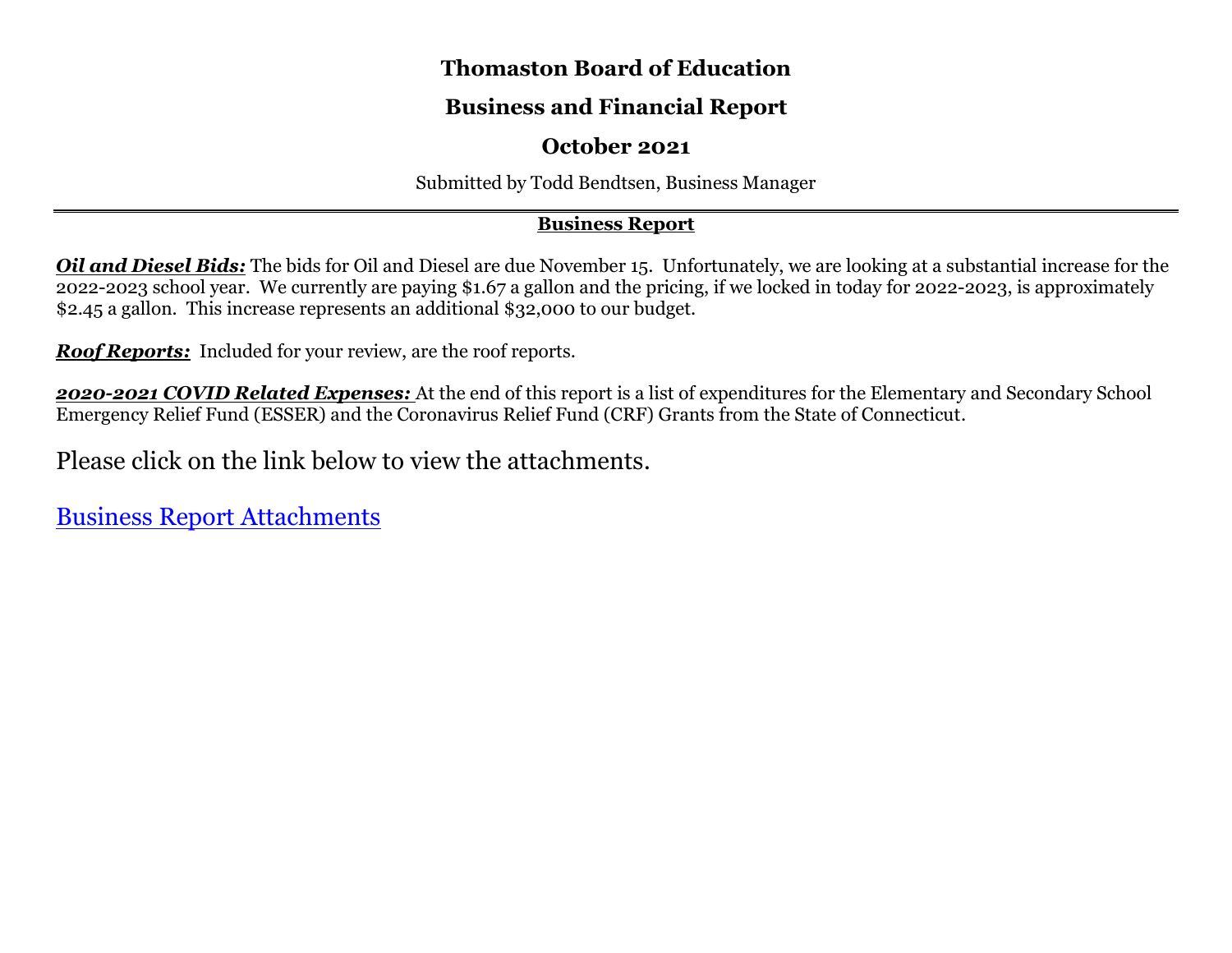# Thomaston Board of Education

## Business and Financial Report

## October 2021

Submitted by Todd Bendtsen, Business Manager

---

### Business Report

***Oil and Diesel Bids:*** The bids for Oil and Diesel are due November 15. Unfortunately, we are looking at a substantial increase for the 2022-2023 school year. We currently are paying $1.67 a gallon and the pricing, if we locked in today for 2022-2023, is approximately $2.45 a gallon. This increase represents an additional $32,000 to our budget.

***Roof Reports:*** Included for your review, are the roof reports.

***2020-2021 COVID Related Expenses:*** At the end of this report is a list of expenditures for the Elementary and Secondary School Emergency Relief Fund (ESSER) and the Coronavirus Relief Fund (CRF) Grants from the State of Connecticut.

Please click on the link below to view the attachments.

Business Report Attachments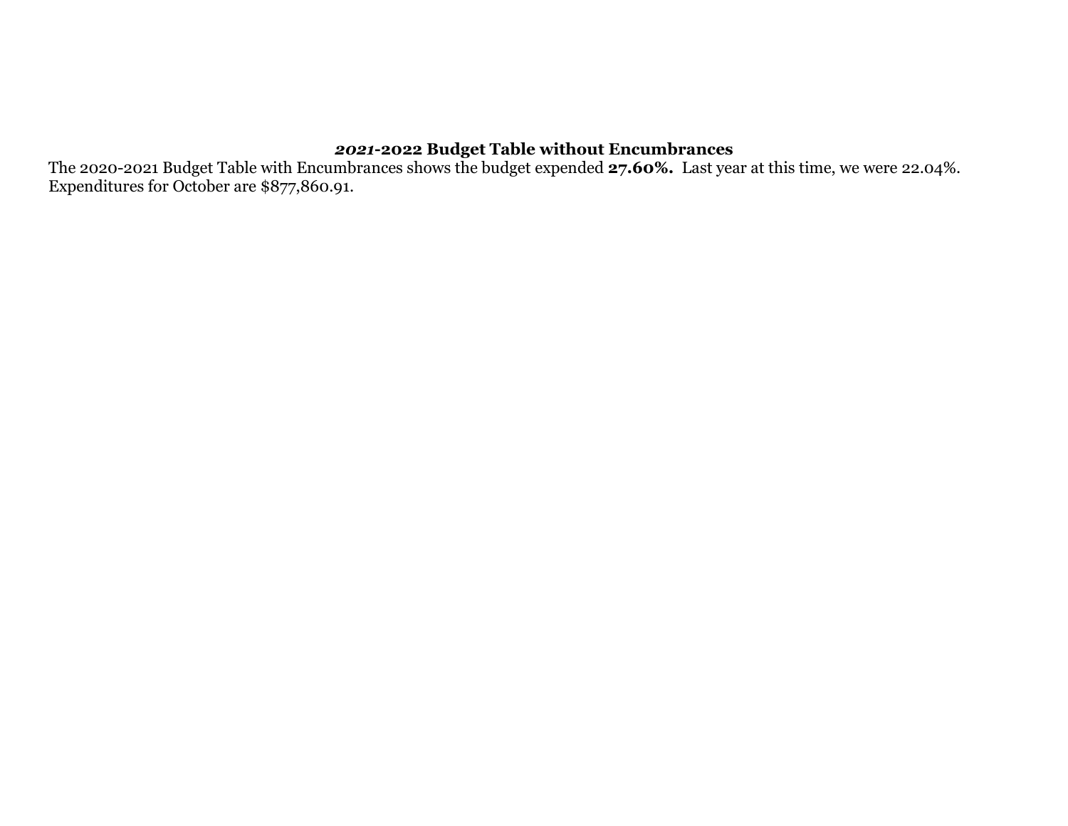## ***2021*-2022 Budget Table without Encumbrances**

The 2020-2021 Budget Table with Encumbrances shows the budget expended **27.60%.** Last year at this time, we were 22.04%. Expenditures for October are $877,860.91.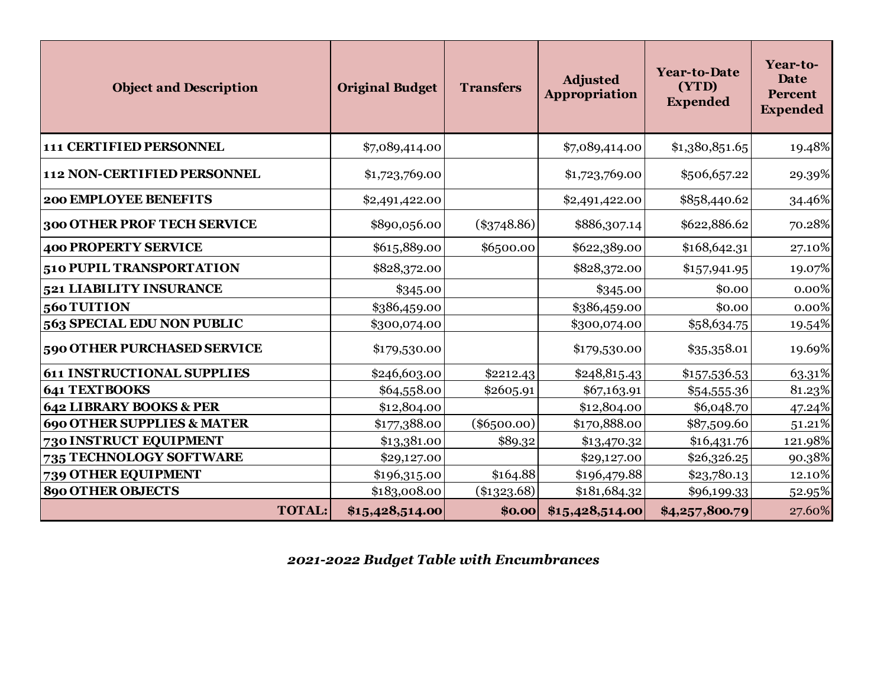| Object and Description | Original Budget | Transfers | Adjusted Appropriation | Year-to-Date (YTD) Expended | Year-to-Date Percent Expended |
|---|---|---|---|---|---|
| **111 CERTIFIED PERSONNEL** | $7,089,414.00 | | $7,089,414.00 | $1,380,851.65 | 19.48% |
| **112 NON-CERTIFIED PERSONNEL** | $1,723,769.00 | | $1,723,769.00 | $506,657.22 | 29.39% |
| **200 EMPLOYEE BENEFITS** | $2,491,422.00 | | $2,491,422.00 | $858,440.62 | 34.46% |
| **300 OTHER PROF TECH SERVICE** | $890,056.00 | ($3748.86) | $886,307.14 | $622,886.62 | 70.28% |
| **400 PROPERTY SERVICE** | $615,889.00 | $6500.00 | $622,389.00 | $168,642.31 | 27.10% |
| **510 PUPIL TRANSPORTATION** | $828,372.00 | | $828,372.00 | $157,941.95 | 19.07% |
| **521 LIABILITY INSURANCE** | $345.00 | | $345.00 | $0.00 | 0.00% |
| **560 TUITION** | $386,459.00 | | $386,459.00 | $0.00 | 0.00% |
| **563 SPECIAL EDU NON PUBLIC** | $300,074.00 | | $300,074.00 | $58,634.75 | 19.54% |
| **590 OTHER PURCHASED SERVICE** | $179,530.00 | | $179,530.00 | $35,358.01 | 19.69% |
| **611 INSTRUCTIONAL SUPPLIES** | $246,603.00 | $2212.43 | $248,815.43 | $157,536.53 | 63.31% |
| **641 TEXTBOOKS** | $64,558.00 | $2605.91 | $67,163.91 | $54,555.36 | 81.23% |
| **642 LIBRARY BOOKS & PER** | $12,804.00 | | $12,804.00 | $6,048.70 | 47.24% |
| **690 OTHER SUPPLIES & MATER** | $177,388.00 | ($6500.00) | $170,888.00 | $87,509.60 | 51.21% |
| **730 INSTRUCT EQUIPMENT** | $13,381.00 | $89.32 | $13,470.32 | $16,431.76 | 121.98% |
| **735 TECHNOLOGY SOFTWARE** | $29,127.00 | | $29,127.00 | $26,326.25 | 90.38% |
| **739 OTHER EQUIPMENT** | $196,315.00 | $164.88 | $196,479.88 | $23,780.13 | 12.10% |
| **890 OTHER OBJECTS** | $183,008.00 | ($1323.68) | $181,684.32 | $96,199.33 | 52.95% |
| **TOTAL:** | **$15,428,514.00** | **$0.00** | **$15,428,514.00** | **$4,257,800.79** | 27.60% |

***2021-2022 Budget Table with Encumbrances***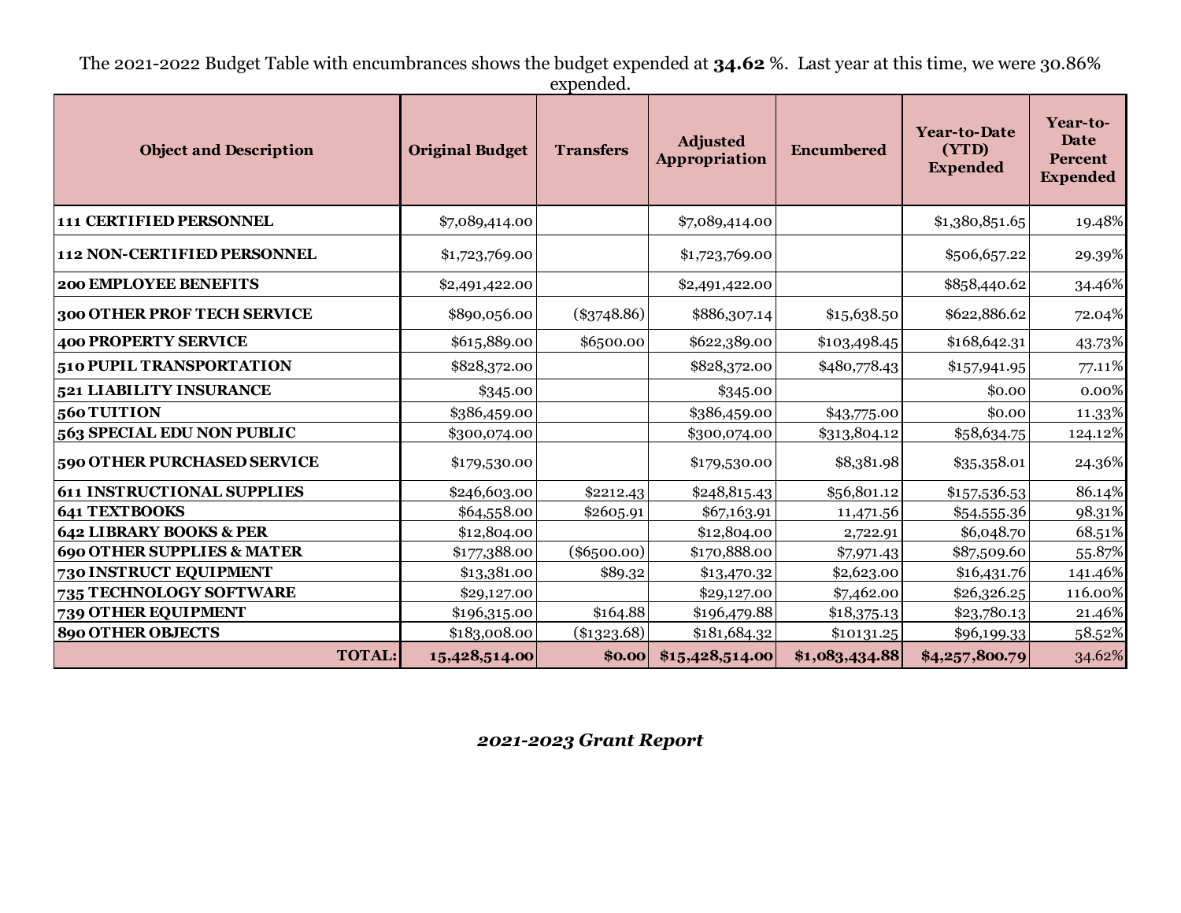The 2021-2022 Budget Table with encumbrances shows the budget expended at **34.62** %. Last year at this time, we were 30.86% expended.

| Object and Description | Original Budget | Transfers | Adjusted Appropriation | Encumbered | Year-to-Date (YTD) Expended | Year-to-Date Percent Expended |
|---|---|---|---|---|---|---|
| 111 CERTIFIED PERSONNEL | $7,089,414.00 | | $7,089,414.00 | | $1,380,851.65 | 19.48% |
| 112 NON-CERTIFIED PERSONNEL | $1,723,769.00 | | $1,723,769.00 | | $506,657.22 | 29.39% |
| 200 EMPLOYEE BENEFITS | $2,491,422.00 | | $2,491,422.00 | | $858,440.62 | 34.46% |
| 300 OTHER PROF TECH SERVICE | $890,056.00 | ($3748.86) | $886,307.14 | $15,638.50 | $622,886.62 | 72.04% |
| 400 PROPERTY SERVICE | $615,889.00 | $6500.00 | $622,389.00 | $103,498.45 | $168,642.31 | 43.73% |
| 510 PUPIL TRANSPORTATION | $828,372.00 | | $828,372.00 | $480,778.43 | $157,941.95 | 77.11% |
| 521 LIABILITY INSURANCE | $345.00 | | $345.00 | | $0.00 | 0.00% |
| 560 TUITION | $386,459.00 | | $386,459.00 | $43,775.00 | $0.00 | 11.33% |
| 563 SPECIAL EDU NON PUBLIC | $300,074.00 | | $300,074.00 | $313,804.12 | $58,634.75 | 124.12% |
| 590 OTHER PURCHASED SERVICE | $179,530.00 | | $179,530.00 | $8,381.98 | $35,358.01 | 24.36% |
| 611 INSTRUCTIONAL SUPPLIES | $246,603.00 | $2212.43 | $248,815.43 | $56,801.12 | $157,536.53 | 86.14% |
| 641 TEXTBOOKS | $64,558.00 | $2605.91 | $67,163.91 | 11,471.56 | $54,555.36 | 98.31% |
| 642 LIBRARY BOOKS & PER | $12,804.00 | | $12,804.00 | 2,722.91 | $6,048.70 | 68.51% |
| 690 OTHER SUPPLIES & MATER | $177,388.00 | ($6500.00) | $170,888.00 | $7,971.43 | $87,509.60 | 55.87% |
| 730 INSTRUCT EQUIPMENT | $13,381.00 | $89.32 | $13,470.32 | $2,623.00 | $16,431.76 | 141.46% |
| 735 TECHNOLOGY SOFTWARE | $29,127.00 | | $29,127.00 | $7,462.00 | $26,326.25 | 116.00% |
| 739 OTHER EQUIPMENT | $196,315.00 | $164.88 | $196,479.88 | $18,375.13 | $23,780.13 | 21.46% |
| 890 OTHER OBJECTS | $183,008.00 | ($1323.68) | $181,684.32 | $10131.25 | $96,199.33 | 58.52% |
| **TOTAL:** | **15,428,514.00** | **$0.00** | **$15,428,514.00** | **$1,083,434.88** | **$4,257,800.79** | 34.62% |

***2021-2023 Grant Report***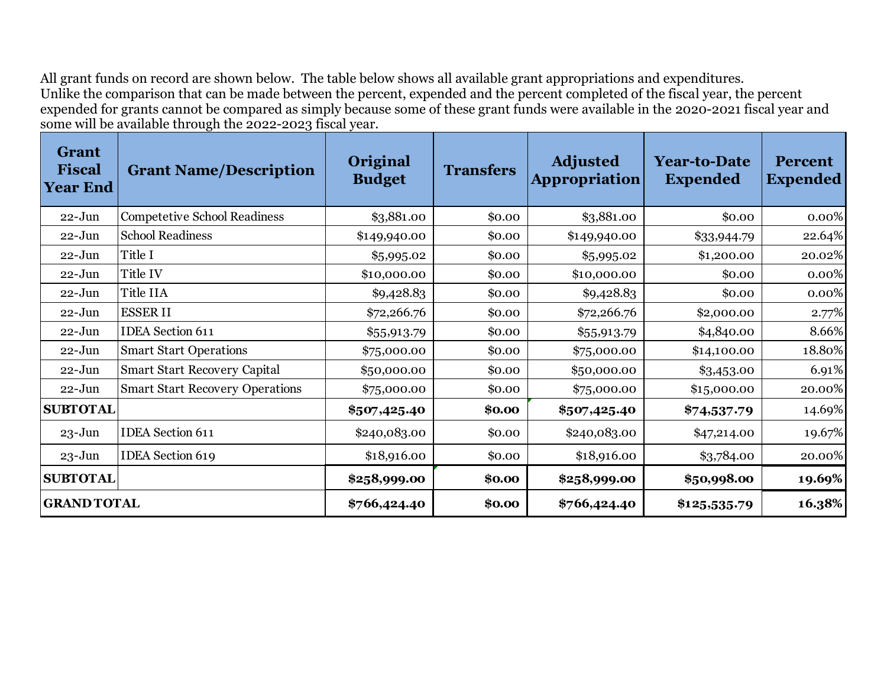All grant funds on record are shown below. The table below shows all available grant appropriations and expenditures. Unlike the comparison that can be made between the percent, expended and the percent completed of the fiscal year, the percent expended for grants cannot be compared as simply because some of these grant funds were available in the 2020-2021 fiscal year and some will be available through the 2022-2023 fiscal year.

| Grant Fiscal Year End | Grant Name/Description | Original Budget | Transfers | Adjusted Appropriation | Year-to-Date Expended | Percent Expended |
|---|---|---|---|---|---|---|
| 22-Jun | Competetive School Readiness | $3,881.00 | $0.00 | $3,881.00 | $0.00 | 0.00% |
| 22-Jun | School Readiness | $149,940.00 | $0.00 | $149,940.00 | $33,944.79 | 22.64% |
| 22-Jun | Title I | $5,995.02 | $0.00 | $5,995.02 | $1,200.00 | 20.02% |
| 22-Jun | Title IV | $10,000.00 | $0.00 | $10,000.00 | $0.00 | 0.00% |
| 22-Jun | Title IIA | $9,428.83 | $0.00 | $9,428.83 | $0.00 | 0.00% |
| 22-Jun | ESSER II | $72,266.76 | $0.00 | $72,266.76 | $2,000.00 | 2.77% |
| 22-Jun | IDEA Section 611 | $55,913.79 | $0.00 | $55,913.79 | $4,840.00 | 8.66% |
| 22-Jun | Smart Start Operations | $75,000.00 | $0.00 | $75,000.00 | $14,100.00 | 18.80% |
| 22-Jun | Smart Start Recovery Capital | $50,000.00 | $0.00 | $50,000.00 | $3,453.00 | 6.91% |
| 22-Jun | Smart Start Recovery Operations | $75,000.00 | $0.00 | $75,000.00 | $15,000.00 | 20.00% |
| **SUBTOTAL** | | **$507,425.40** | **$0.00** | **$507,425.40** | **$74,537.79** | 14.69% |
| 23-Jun | IDEA Section 611 | $240,083.00 | $0.00 | $240,083.00 | $47,214.00 | 19.67% |
| 23-Jun | IDEA Section 619 | $18,916.00 | $0.00 | $18,916.00 | $3,784.00 | 20.00% |
| **SUBTOTAL** | | **$258,999.00** | **$0.00** | **$258,999.00** | **$50,998.00** | **19.69%** |
| **GRAND TOTAL** | | **$766,424.40** | **$0.00** | **$766,424.40** | **$125,535.79** | **16.38%** |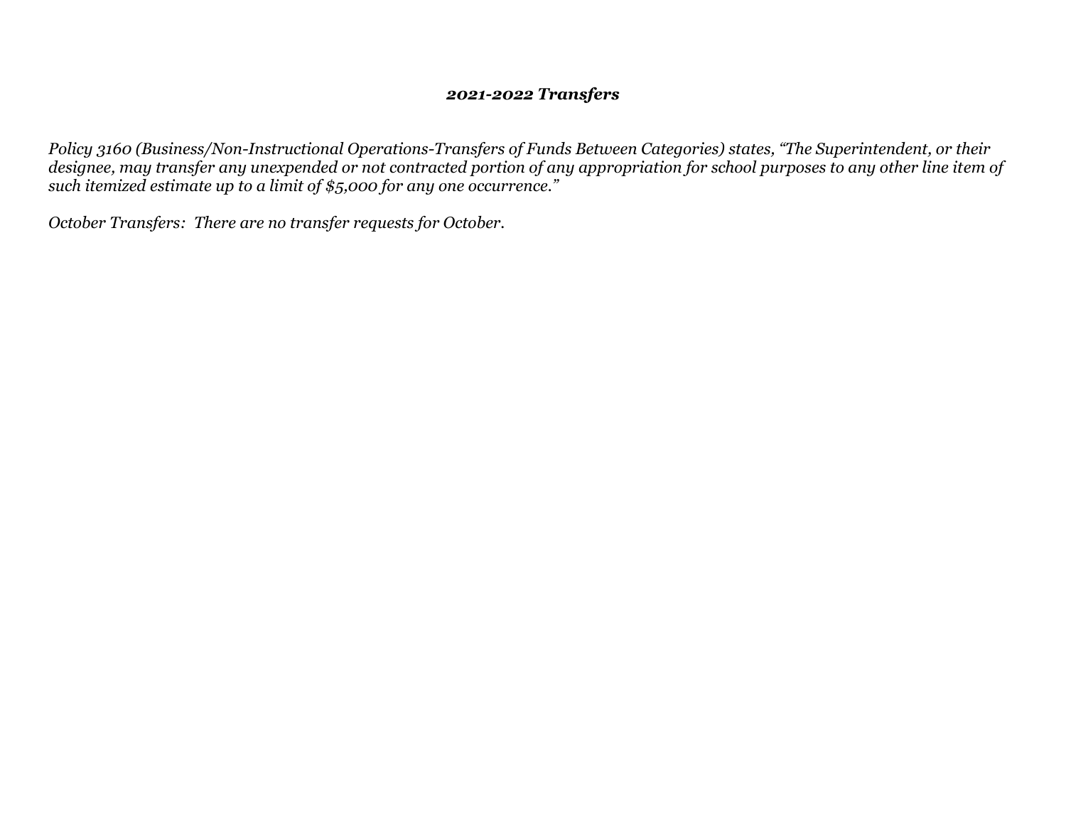## *2021-2022 Transfers*

*Policy 3160 (Business/Non-Instructional Operations-Transfers of Funds Between Categories) states, "The Superintendent, or their designee, may transfer any unexpended or not contracted portion of any appropriation for school purposes to any other line item of such itemized estimate up to a limit of $5,000 for any one occurrence."*

*October Transfers: There are no transfer requests for October.*